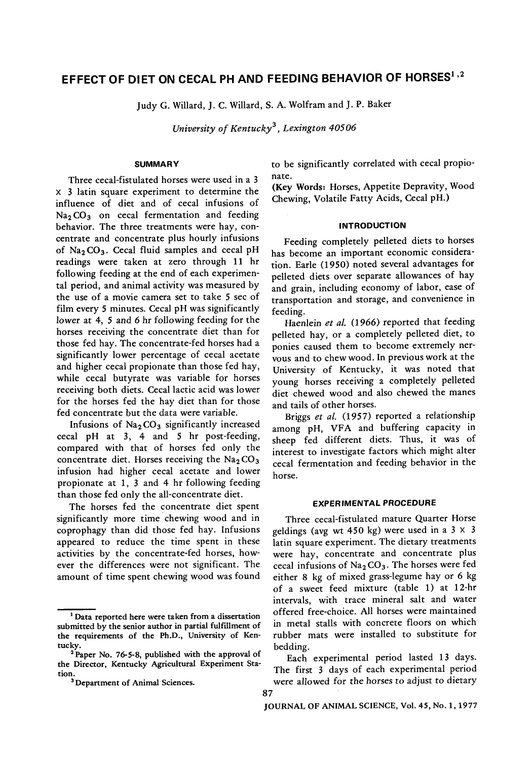# EFFECT OF DIET ON CECAL PH AND FEEDING BEHAVIOR OF HORSES[1,2]

Judy G. Willard, J. C. Willard, S. A. Wolfram and J. P. Baker

*University of Kentucky[3], Lexington 40506*

## SUMMARY

Three cecal-fistulated horses were used in a 3 × 3 latin square experiment to determine the influence of diet and of cecal infusions of $Na_2CO_3$ on cecal fermentation and feeding behavior. The three treatments were hay, concentrate and concentrate plus hourly infusions of $Na_2CO_3$. Cecal fluid samples and cecal pH readings were taken at zero through 11 hr following feeding at the end of each experimental period, and animal activity was measured by the use of a movie camera set to take 5 sec of film every 5 minutes. Cecal pH was significantly lower at 4, 5 and 6 hr following feeding for the horses receiving the concentrate diet than for those fed hay. The concentrate-fed horses had a significantly lower percentage of cecal acetate and higher cecal propionate than those fed hay, while cecal butyrate was variable for horses receiving both diets. Cecal lactic acid was lower for the horses fed the hay diet than for those fed concentrate but the data were variable.

Infusions of $Na_2CO_3$ significantly increased cecal pH at 3, 4 and 5 hr post-feeding, compared with that of horses fed only the concentrate diet. Horses receiving the $Na_2CO_3$ infusion had higher cecal acetate and lower propionate at 1, 3 and 4 hr following feeding than those fed only the all-concentrate diet.

The horses fed the concentrate diet spent significantly more time chewing wood and in coprophagy than did those fed hay. Infusions appeared to reduce the time spent in these activities by the concentrate-fed horses, however the differences were not significant. The amount of time spent chewing wood was found to be significantly correlated with cecal propionate.

(**Key Words:** Horses, Appetite Depravity, Wood Chewing, Volatile Fatty Acids, Cecal pH.)

## INTRODUCTION

Feeding completely pelleted diets to horses has become an important economic consideration. Earle (1950) noted several advantages for pelleted diets over separate allowances of hay and grain, including economy of labor, ease of transportation and storage, and convenience in feeding.

Haenlein *et al.* (1966) reported that feeding pelleted hay, or a completely pelleted diet, to ponies caused them to become extremely nervous and to chew wood. In previous work at the University of Kentucky, it was noted that young horses receiving a completely pelleted diet chewed wood and also chewed the manes and tails of other horses.

Briggs *et al.* (1957) reported a relationship among pH, VFA and buffering capacity in sheep fed different diets. Thus, it was of interest to investigate factors which might alter cecal fermentation and feeding behavior in the horse.

## EXPERIMENTAL PROCEDURE

Three cecal-fistulated mature Quarter Horse geldings (avg wt 450 kg) were used in a 3 × 3 latin square experiment. The dietary treatments were hay, concentrate and concentrate plus cecal infusions of $Na_2CO_3$. The horses were fed either 8 kg of mixed grass-legume hay or 6 kg of a sweet feed mixture (table 1) at 12-hr intervals, with trace mineral salt and water offered free-choice. All horses were maintained in metal stalls with concrete floors on which rubber mats were installed to substitute for bedding.

Each experimental period lasted 13 days. The first 3 days of each experimental period were allowed for the horses to adjust to dietary

---

[1] Data reported here were taken from a dissertation submitted by the senior author in partial fulfillment of the requirements of the Ph.D., University of Kentucky.

[2] Paper No. 76-5-8, published with the approval of the Director, Kentucky Agricultural Experiment Station.

[3] Department of Animal Sciences.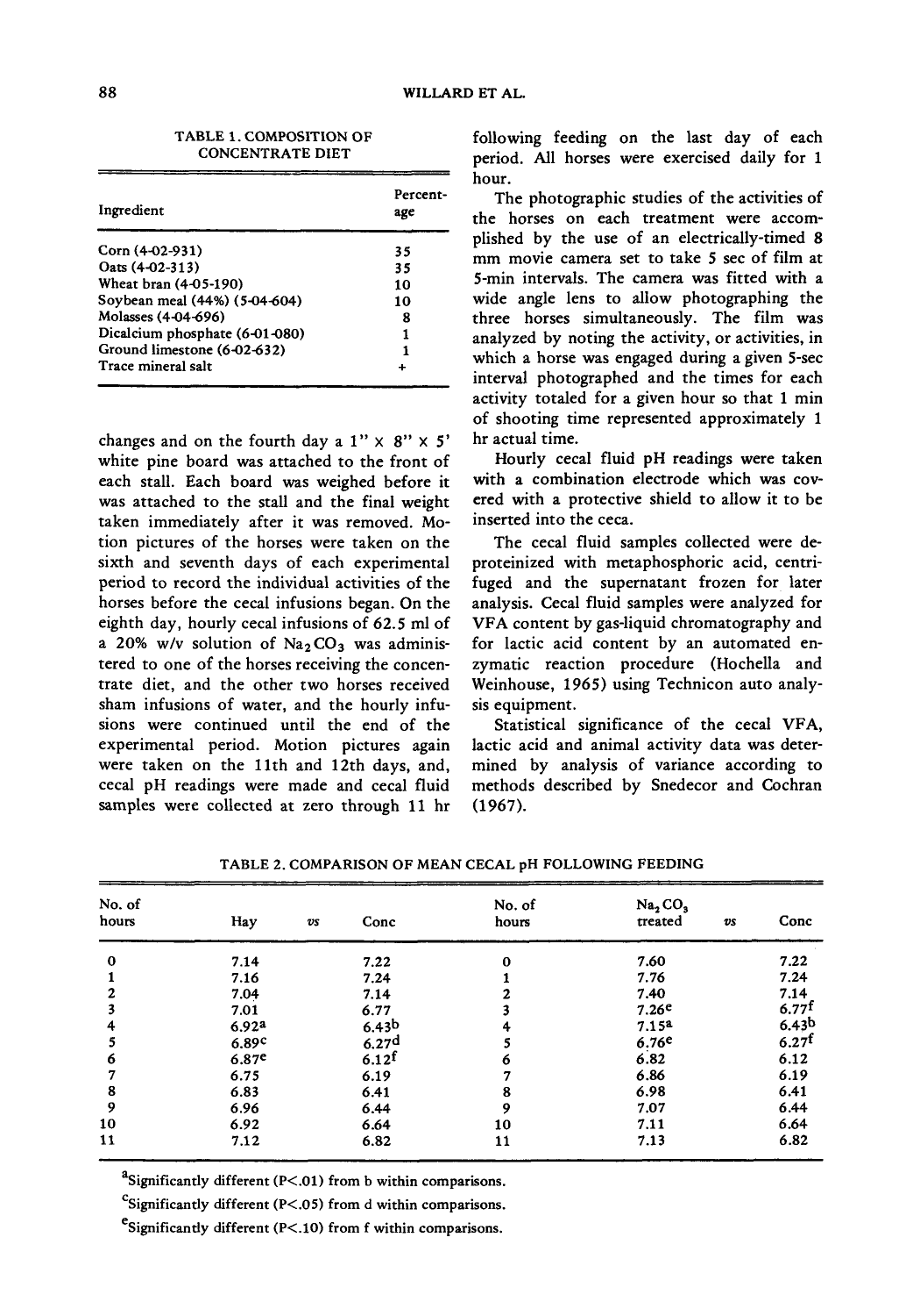TABLE 1. COMPOSITION OF CONCENTRATE DIET

| Ingredient | Percentage |
|---|---|
| Corn (4-02-931) | 35 |
| Oats (4-02-313) | 35 |
| Wheat bran (4-05-190) | 10 |
| Soybean meal (44%) (5-04-604) | 10 |
| Molasses (4-04-696) | 8 |
| Dicalcium phosphate (6-01-080) | 1 |
| Ground limestone (6-02-632) | 1 |
| Trace mineral salt | + |

changes and on the fourth day a 1" × 8" × 5' white pine board was attached to the front of each stall. Each board was weighed before it was attached to the stall and the final weight taken immediately after it was removed. Motion pictures of the horses were taken on the sixth and seventh days of each experimental period to record the individual activities of the horses before the cecal infusions began. On the eighth day, hourly cecal infusions of 62.5 ml of a 20% w/v solution of $Na_2CO_3$ was administered to one of the horses receiving the concentrate diet, and the other two horses received sham infusions of water, and the hourly infusions were continued until the end of the experimental period. Motion pictures again were taken on the 11th and 12th days, and, cecal pH readings were made and cecal fluid samples were collected at zero through 11 hr following feeding on the last day of each period. All horses were exercised daily for 1 hour.

The photographic studies of the activities of the horses on each treatment were accomplished by the use of an electrically-timed 8 mm movie camera set to take 5 sec of film at 5-min intervals. The camera was fitted with a wide angle lens to allow photographing the three horses simultaneously. The film was analyzed by noting the activity, or activities, in which a horse was engaged during a given 5-sec interval photographed and the times for each activity totaled for a given hour so that 1 min of shooting time represented approximately 1 hr actual time.

Hourly cecal fluid pH readings were taken with a combination electrode which was covered with a protective shield to allow it to be inserted into the ceca.

The cecal fluid samples collected were deproteinized with metaphosphoric acid, centrifuged and the supernatant frozen for later analysis. Cecal fluid samples were analyzed for VFA content by gas-liquid chromatography and for lactic acid content by an automated enzymatic reaction procedure (Hochella and Weinhouse, 1965) using Technicon auto analysis equipment.

Statistical significance of the cecal VFA, lactic acid and animal activity data was determined by analysis of variance according to methods described by Snedecor and Cochran (1967).

TABLE 2. COMPARISON OF MEAN CECAL pH FOLLOWING FEEDING

| No. of hours | Hay | *vs* | Conc | No. of hours | $Na_2CO_3$ treated | *vs* | Conc |
|---|---|---|---|---|---|---|---|
| 0 | 7.14 | | 7.22 | 0 | 7.60 | | 7.22 |
| 1 | 7.16 | | 7.24 | 1 | 7.76 | | 7.24 |
| 2 | 7.04 | | 7.14 | 2 | 7.40 | | 7.14 |
| 3 | 7.01 | | 6.77 | 3 | 7.26[e] | | 6.77[f] |
| 4 | 6.92[a] | | 6.43[b] | 4 | 7.15[a] | | 6.43[b] |
| 5 | 6.89[c] | | 6.27[d] | 5 | 6.76[e] | | 6.27[f] |
| 6 | 6.87[e] | | 6.12[f] | 6 | 6.82 | | 6.12 |
| 7 | 6.75 | | 6.19 | 7 | 6.86 | | 6.19 |
| 8 | 6.83 | | 6.41 | 8 | 6.98 | | 6.41 |
| 9 | 6.96 | | 6.44 | 9 | 7.07 | | 6.44 |
| 10 | 6.92 | | 6.64 | 10 | 7.11 | | 6.64 |
| 11 | 7.12 | | 6.82 | 11 | 7.13 | | 6.82 |

[a]Significantly different ($P<.01$) from b within comparisons.

[c]Significantly different ($P<.05$) from d within comparisons.

[e]Significantly different ($P<.10$) from f within comparisons.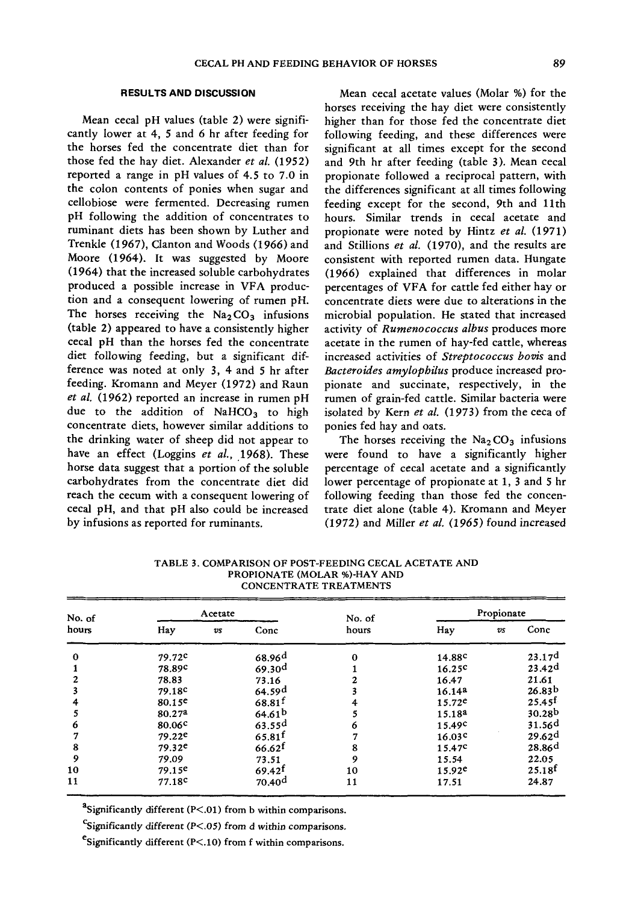## RESULTS AND DISCUSSION

Mean cecal pH values (table 2) were significantly lower at 4, 5 and 6 hr after feeding for the horses fed the concentrate diet than for those fed the hay diet. Alexander *et al.* (1952) reported a range in pH values of 4.5 to 7.0 in the colon contents of ponies when sugar and cellobiose were fermented. Decreasing rumen pH following the addition of concentrates to ruminant diets has been shown by Luther and Trenkle (1967), Clanton and Woods (1966) and Moore (1964). It was suggested by Moore (1964) that the increased soluble carbohydrates produced a possible increase in VFA production and a consequent lowering of rumen pH. The horses receiving the $Na_2CO_3$ infusions (table 2) appeared to have a consistently higher cecal pH than the horses fed the concentrate diet following feeding, but a significant difference was noted at only 3, 4 and 5 hr after feeding. Kromann and Meyer (1972) and Raun *et al.* (1962) reported an increase in rumen pH due to the addition of $NaHCO_3$ to high concentrate diets, however similar additions to the drinking water of sheep did not appear to have an effect (Loggins *et al.*, 1968). These horse data suggest that a portion of the soluble carbohydrates from the concentrate diet did reach the cecum with a consequent lowering of cecal pH, and that pH also could be increased by infusions as reported for ruminants.

Mean cecal acetate values (Molar %) for the horses receiving the hay diet were consistently higher than for those fed the concentrate diet following feeding, and these differences were significant at all times except for the second and 9th hr after feeding (table 3). Mean cecal propionate followed a reciprocal pattern, with the differences significant at all times following feeding except for the second, 9th and 11th hours. Similar trends in cecal acetate and propionate were noted by Hintz *et al.* (1971) and Stillions *et al.* (1970), and the results are consistent with reported rumen data. Hungate (1966) explained that differences in molar percentages of VFA for cattle fed either hay or concentrate diets were due to alterations in the microbial population. He stated that increased activity of *Rumenococcus albus* produces more acetate in the rumen of hay-fed cattle, whereas increased activities of *Streptococcus bovis* and *Bacteroides amylophilus* produce increased propionate and succinate, respectively, in the rumen of grain-fed cattle. Similar bacteria were isolated by Kern *et al.* (1973) from the ceca of ponies fed hay and oats.

The horses receiving the $Na_2CO_3$ infusions were found to have a significantly higher percentage of cecal acetate and a significantly lower percentage of propionate at 1, 3 and 5 hr following feeding than those fed the concentrate diet alone (table 4). Kromann and Meyer (1972) and Miller *et al.* (1965) found increased

TABLE 3. COMPARISON OF POST-FEEDING CECAL ACETATE AND PROPIONATE (MOLAR %)-HAY AND CONCENTRATE TREATMENTS

| No. of hours | Acetate | | | No. of hours | Propionate | | |
|---|---|---|---|---|---|---|---|
| | Hay | *vs* | Conc | | Hay | *vs* | Conc |
| 0 | 79.72[c] | | 68.96[d] | 0 | 14.88[c] | | 23.17[d] |
| 1 | 78.89[c] | | 69.30[d] | 1 | 16.25[c] | | 23.42[d] |
| 2 | 78.83 | | 73.16 | 2 | 16.47 | | 21.61 |
| 3 | 79.18[c] | | 64.59[d] | 3 | 16.14[a] | | 26.83[b] |
| 4 | 80.15[e] | | 68.81[f] | 4 | 15.72[e] | | 25.45[f] |
| 5 | 80.27[a] | | 64.61[b] | 5 | 15.18[a] | | 30.28[b] |
| 6 | 80.06[c] | | 63.55[d] | 6 | 15.49[c] | | 31.56[d] |
| 7 | 79.22[e] | | 65.81[f] | 7 | 16.03[c] | | 29.62[d] |
| 8 | 79.32[e] | | 66.62[f] | 8 | 15.47[c] | | 28.86[d] |
| 9 | 79.09 | | 73.51 | 9 | 15.54 | | 22.05 |
| 10 | 79.15[e] | | 69.42[f] | 10 | 15.92[e] | | 25.18[f] |
| 11 | 77.18[c] | | 70.40[d] | 11 | 17.51 | | 24.87 |

[a]Significantly different ($P<.01$) from b within comparisons.

[c]Significantly different ($P<.05$) from d within comparisons.

[e]Significantly different ($P<.10$) from f within comparisons.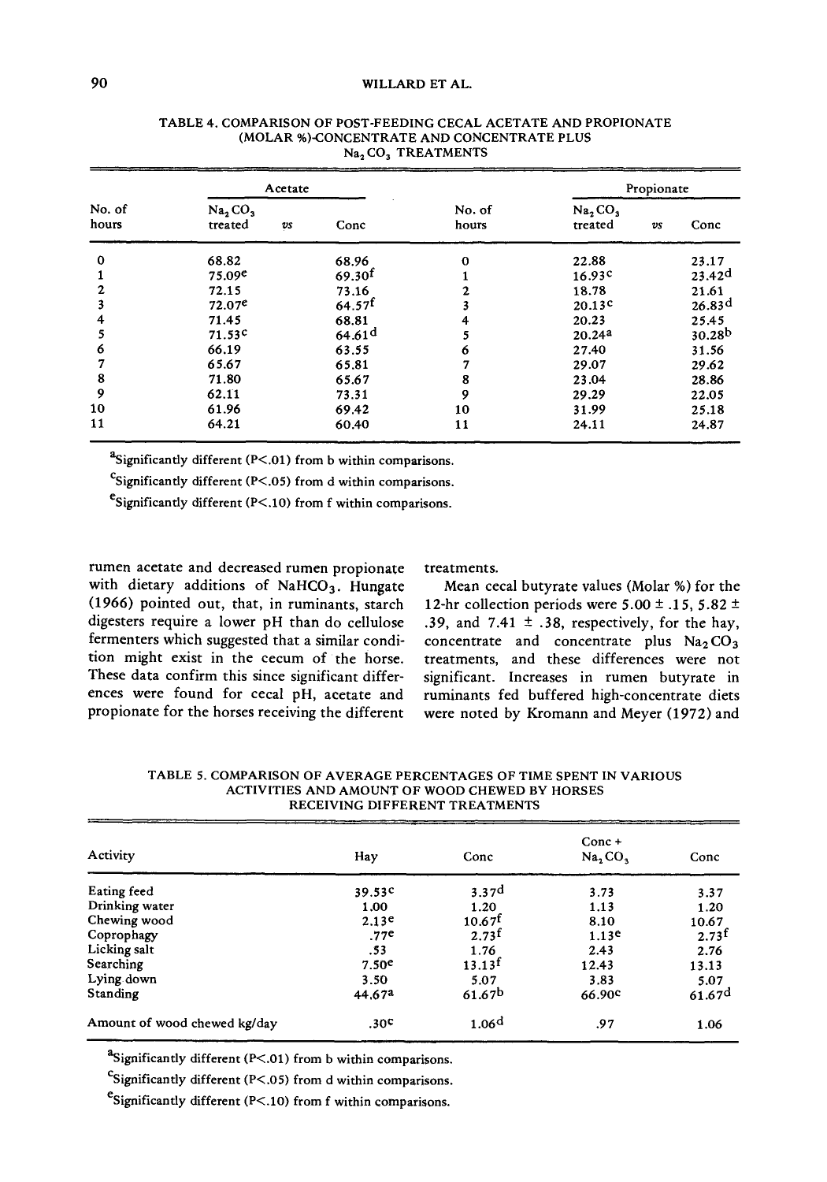TABLE 4. COMPARISON OF POST-FEEDING CECAL ACETATE AND PROPIONATE (MOLAR %)-CONCENTRATE AND CONCENTRATE PLUS $Na_2CO_3$ TREATMENTS

| No. of hours | Acetate $Na_2CO_3$ treated | *vs* | Conc | No. of hours | Propionate $Na_2CO_3$ treated | *vs* | Conc |
|---|---|---|---|---|---|---|---|
| 0 | 68.82 | | 68.96 | 0 | 22.88 | | 23.17 |
| 1 | 75.09[e] | | 69.30[f] | 1 | 16.93[c] | | 23.42[d] |
| 2 | 72.15 | | 73.16 | 2 | 18.78 | | 21.61 |
| 3 | 72.07[e] | | 64.57[f] | 3 | 20.13[c] | | 26.83[d] |
| 4 | 71.45 | | 68.81 | 4 | 20.23 | | 25.45 |
| 5 | 71.53[c] | | 64.61[d] | 5 | 20.24[a] | | 30.28[b] |
| 6 | 66.19 | | 63.55 | 6 | 27.40 | | 31.56 |
| 7 | 65.67 | | 65.81 | 7 | 29.07 | | 29.62 |
| 8 | 71.80 | | 65.67 | 8 | 23.04 | | 28.86 |
| 9 | 62.11 | | 73.31 | 9 | 29.29 | | 22.05 |
| 10 | 61.96 | | 69.42 | 10 | 31.99 | | 25.18 |
| 11 | 64.21 | | 60.40 | 11 | 24.11 | | 24.87 |

[a]Significantly different ($P<.01$) from b within comparisons.

[c]Significantly different ($P<.05$) from d within comparisons.

[e]Significantly different ($P<.10$) from f within comparisons.

rumen acetate and decreased rumen propionate with dietary additions of $NaHCO_3$. Hungate (1966) pointed out, that, in ruminants, starch digesters require a lower pH than do cellulose fermenters which suggested that a similar condition might exist in the cecum of the horse. These data confirm this since significant differences were found for cecal pH, acetate and propionate for the horses receiving the different treatments.

Mean cecal butyrate values (Molar %) for the 12-hr collection periods were 5.00 ± .15, 5.82 ± .39, and 7.41 ± .38, respectively, for the hay, concentrate and concentrate plus $Na_2CO_3$ treatments, and these differences were not significant. Increases in rumen butyrate in ruminants fed buffered high-concentrate diets were noted by Kromann and Meyer (1972) and

TABLE 5. COMPARISON OF AVERAGE PERCENTAGES OF TIME SPENT IN VARIOUS ACTIVITIES AND AMOUNT OF WOOD CHEWED BY HORSES RECEIVING DIFFERENT TREATMENTS

| Activity | Hay | Conc | Conc + $Na_2CO_3$ | Conc |
|---|---|---|---|---|
| Eating feed | 39.53[c] | 3.37[d] | 3.73 | 3.37 |
| Drinking water | 1.00 | 1.20 | 1.13 | 1.20 |
| Chewing wood | 2.13[e] | 10.67[f] | 8.10 | 10.67 |
| Coprophagy | .77[e] | 2.73[f] | 1.13[e] | 2.73[f] |
| Licking salt | .53 | 1.76 | 2.43 | 2.76 |
| Searching | 7.50[e] | 13.13[f] | 12.43 | 13.13 |
| Lying down | 3.50 | 5.07 | 3.83 | 5.07 |
| Standing | 44.67[a] | 61.67[b] | 66.90[c] | 61.67[d] |
| Amount of wood chewed kg/day | .30[c] | 1.06[d] | .97 | 1.06 |

[a]Significantly different ($P<.01$) from b within comparisons.

[c]Significantly different ($P<.05$) from d within comparisons.

[e]Significantly different ($P<.10$) from f within comparisons.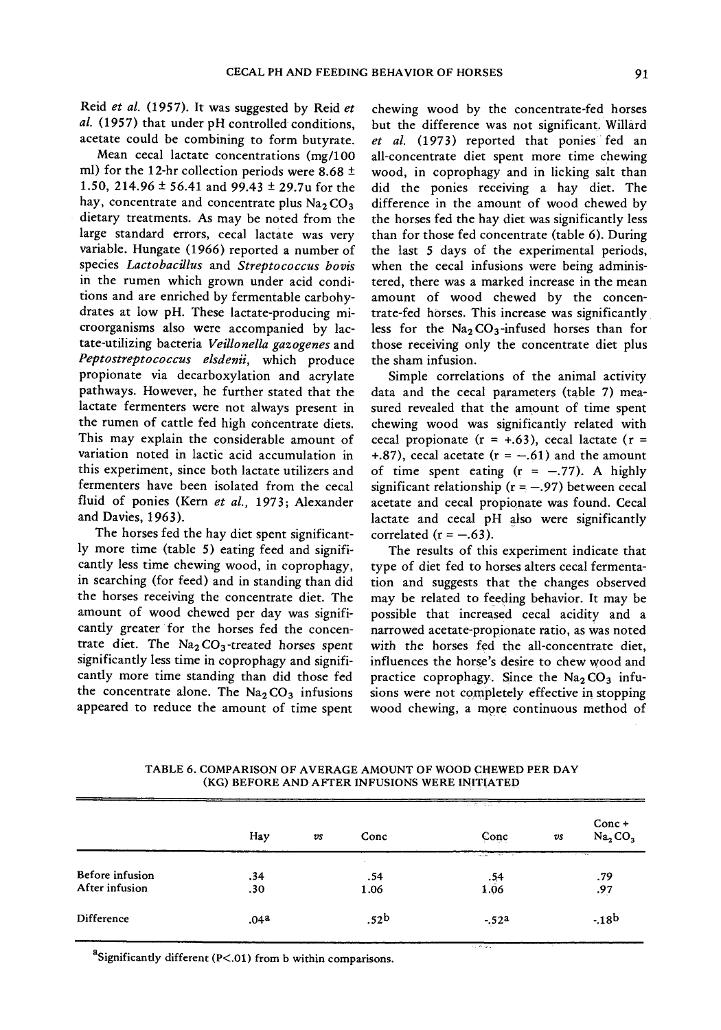Reid *et al.* (1957). It was suggested by Reid *et al.* (1957) that under pH controlled conditions, acetate could be combining to form butyrate.

Mean cecal lactate concentrations (mg/100 ml) for the 12-hr collection periods were 8.68 ± 1.50, 214.96 ± 56.41 and 99.43 ± 29.7u for the hay, concentrate and concentrate plus $Na_2CO_3$ dietary treatments. As may be noted from the large standard errors, cecal lactate was very variable. Hungate (1966) reported a number of species *Lactobacillus* and *Streptococcus bovis* in the rumen which grown under acid conditions and are enriched by fermentable carbohydrates at low pH. These lactate-producing microorganisms also were accompanied by lactate-utilizing bacteria *Veillonella gazogenes* and *Peptostreptococcus elsdenii*, which produce propionate via decarboxylation and acrylate pathways. However, he further stated that the lactate fermenters were not always present in the rumen of cattle fed high concentrate diets. This may explain the considerable amount of variation noted in lactic acid accumulation in this experiment, since both lactate utilizers and fermenters have been isolated from the cecal fluid of ponies (Kern *et al.,* 1973; Alexander and Davies, 1963).

The horses fed the hay diet spent significantly more time (table 5) eating feed and significantly less time chewing wood, in coprophagy, in searching (for feed) and in standing than did the horses receiving the concentrate diet. The amount of wood chewed per day was significantly greater for the horses fed the concentrate diet. The $Na_2CO_3$-treated horses spent significantly less time in coprophagy and significantly more time standing than did those fed the concentrate alone. The $Na_2CO_3$ infusions appeared to reduce the amount of time spent chewing wood by the concentrate-fed horses but the difference was not significant. Willard *et al.* (1973) reported that ponies fed an all-concentrate diet spent more time chewing wood, in coprophagy and in licking salt than did the ponies receiving a hay diet. The difference in the amount of wood chewed by the horses fed the hay diet was significantly less than for those fed concentrate (table 6). During the last 5 days of the experimental periods, when the cecal infusions were being administered, there was a marked increase in the mean amount of wood chewed by the concentrate-fed horses. This increase was significantly less for the $Na_2CO_3$-infused horses than for those receiving only the concentrate diet plus the sham infusion.

Simple correlations of the animal activity data and the cecal parameters (table 7) measured revealed that the amount of time spent chewing wood was significantly related with cecal propionate (r = +.63), cecal lactate (r = +.87), cecal acetate (r = −.61) and the amount of time spent eating (r = −.77). A highly significant relationship (r = −.97) between cecal acetate and cecal propionate was found. Cecal lactate and cecal pH also were significantly correlated (r = −.63).

The results of this experiment indicate that type of diet fed to horses alters cecal fermentation and suggests that the changes observed may be related to feeding behavior. It may be possible that increased cecal acidity and a narrowed acetate-propionate ratio, as was noted with the horses fed the all-concentrate diet, influences the horse's desire to chew wood and practice coprophagy. Since the $Na_2CO_3$ infusions were not completely effective in stopping wood chewing, a more continuous method of

TABLE 6. COMPARISON OF AVERAGE AMOUNT OF WOOD CHEWED PER DAY (KG) BEFORE AND AFTER INFUSIONS WERE INITIATED

| | Hay | *vs* | Conc | Conc | *vs* | Conc + $Na_2CO_3$ |
|---|---|---|---|---|---|---|
| Before infusion | .34 | | .54 | .54 | | .79 |
| After infusion | .30 | | 1.06 | 1.06 | | .97 |
| Difference | .04[a] | | .52[b] | -.52[a] | | -.18[b] |

[a]Significantly different (P<.01) from b within comparisons.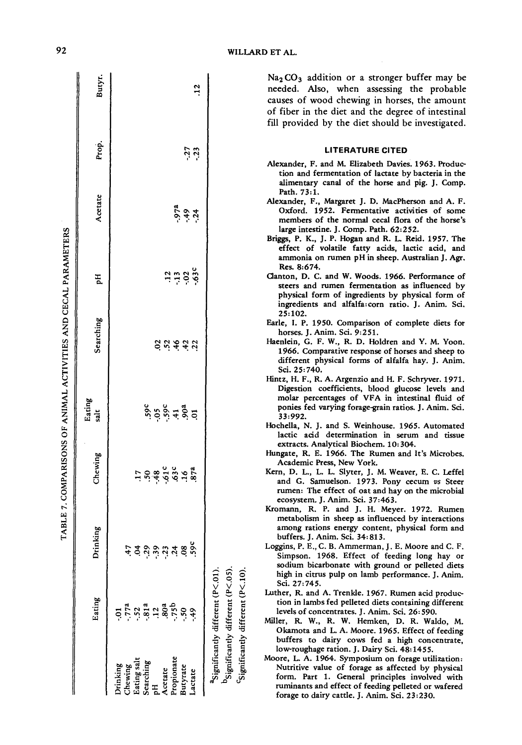$Na_2CO_3$ addition or a stronger buffer may be needed. Also, when assessing the probable causes of wood chewing in horses, the amount of fiber in the diet and the degree of intestinal fill provided by the diet should be investigated.

TABLE 7. COMPARISONS OF ANIMAL ACTIVITIES AND CECAL PARAMETERS

| | Eating | Drinking | Chewing | Eating salt | Searching | pH | Acetate | Prop. | Butyr. |
|---|---|---|---|---|---|---|---|---|---|
| Drinking | -.01 | | | | | | | | |
| Chewing | -.77[a] | .47 | | | | | | | |
| Eating salt | -.52 | .04 | .17 | | | | | | |
| Searching | -.81[a] | -.29 | .50 | .59[c] | | | | | |
| pH | .12 | -.39 | -.48 | -.05 | .02 | | | | |
| Acetate | .80[a] | -.23 | -.61[c] | -.59[c] | .52 | .12 | | | |
| Propionate | -.75[b] | .24 | .63[c] | .41 | .46 | -.13 | -.97[a] | | |
| Butyrate | -.50 | .08 | .16 | .90[a] | .42 | -.02 | -.49 | -.27 | |
| Lactate | -.49 | .59[c] | .87[a] | .01 | .22 | -.63[c] | -.24 | -.23 | .12 |

[a]Significantly different ($P<.01$).

[b]Significantly different ($P<.05$).

[c]Significantly different ($P<.10$).

### LITERATURE CITED

Alexander, F. and M. Elizabeth Davies. 1963. Production and fermentation of lactate by bacteria in the alimentary canal of the horse and pig. J. Comp. Path. 73:1.

Alexander, F., Margaret J. D. MacPherson and A. F. Oxford. 1952. Fermentative activities of some members of the normal cecal flora of the horse's large intestine. J. Comp. Path. 62:252.

Briggs, P. K., J. P. Hogan and R. L. Reid. 1957. The effect of volatile fatty acids, lactic acid, and ammonia on rumen pH in sheep. Australian J. Agr. Res. 8:674.

Clanton, D. C. and W. Woods. 1966. Performance of steers and rumen fermentation as influenced by physical form of ingredients by physical form of ingredients and alfalfa:corn ratio. J. Anim. Sci. 25:102.

Earle, I. P. 1950. Comparison of complete diets for horses. J. Anim. Sci. 9:251.

Haenlein, G. F. W., R. D. Holdren and Y. M. Yoon. 1966. Comparative response of horses and sheep to different physical forms of alfalfa hay. J. Anim. Sci. 25:740.

Hintz, H. F., R. A. Argenzio and H. F. Schryver. 1971. Digestion coefficients, blood glucose levels and molar percentages of VFA in intestinal fluid of ponies fed varying forage-grain ratios. J. Anim. Sci. 33:992.

Hochella, N. J. and S. Weinhouse. 1965. Automated lactic acid determination in serum and tissue extracts. Analytical Biochem. 10:304.

Hungate, R. E. 1966. The Rumen and It's Microbes. Academic Press, New York.

Kern, D. L., L. L. Slyter, J. M. Weaver, E. C. Leffel and G. Samuelson. 1973. Pony cecum *vs* Steer rumen: The effect of oat and hay on the microbial ecosystem. J. Anim. Sci. 37:463.

Kromann, R. P. and J. H. Meyer. 1972. Rumen metabolism in sheep as influenced by interactions among rations energy content, physical form and buffers. J. Anim. Sci. 34:813.

Loggins, P. E., C. B. Ammerman, J. E. Moore and C. F. Simpson. 1968. Effect of feeding long hay or sodium bicarbonate with ground or pelleted diets high in citrus pulp on lamb performance. J. Anim. Sci. 27:745.

Luther, R. and A. Trenkle. 1967. Rumen acid production in lambs fed pelleted diets containing different levels of concentrates. J. Anim. Sci. 26:590.

Miller, R. W., R. W. Hemken, D. R. Waldo, M. Okamota and L. A. Moore. 1965. Effect of feeding buffers to dairy cows fed a high concentrate, low-roughage ration. J. Dairy Sci. 48:1455.

Moore, L. A. 1964. Symposium on forage utilization: Nutritive value of forage as affected by physical form. Part 1. General principles involved with ruminants and effect of feeding pelleted or wafered forage to dairy cattle. J. Anim. Sci. 23:230.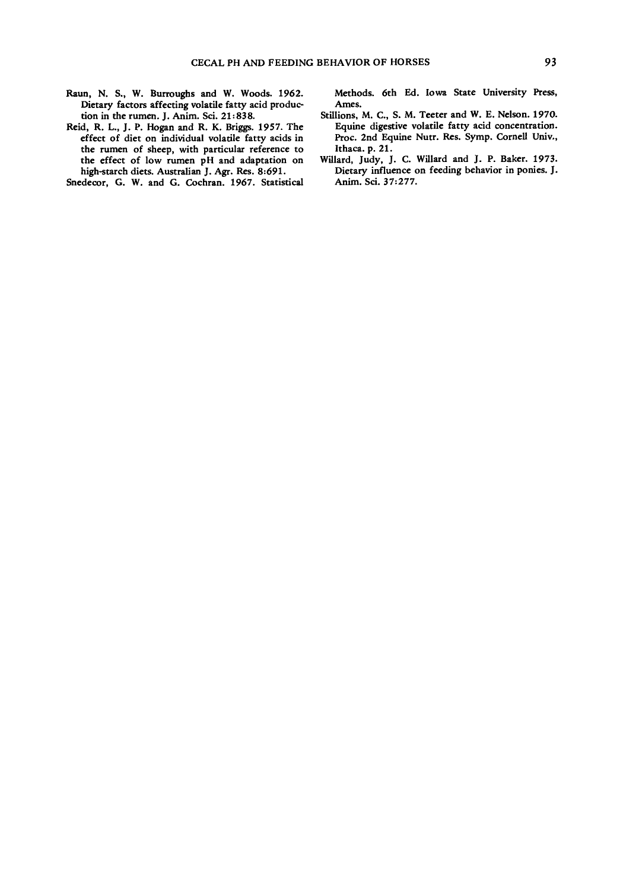Raun, N. S., W. Burroughs and W. Woods. 1962. Dietary factors affecting volatile fatty acid production in the rumen. J. Anim. Sci. 21:838.

Reid, R. L., J. P. Hogan and R. K. Briggs. 1957. The effect of diet on individual volatile fatty acids in the rumen of sheep, with particular reference to the effect of low rumen pH and adaptation on high-starch diets. Australian J. Agr. Res. 8:691.

Snedecor, G. W. and G. Cochran. 1967. Statistical Methods. 6th Ed. Iowa State University Press, Ames.

Stillions, M. C., S. M. Teeter and W. E. Nelson. 1970. Equine digestive volatile fatty acid concentration. Proc. 2nd Equine Nutr. Res. Symp. Cornell Univ., Ithaca. p. 21.

Willard, Judy, J. C. Willard and J. P. Baker. 1973. Dietary influence on feeding behavior in ponies. J. Anim. Sci. 37:277.